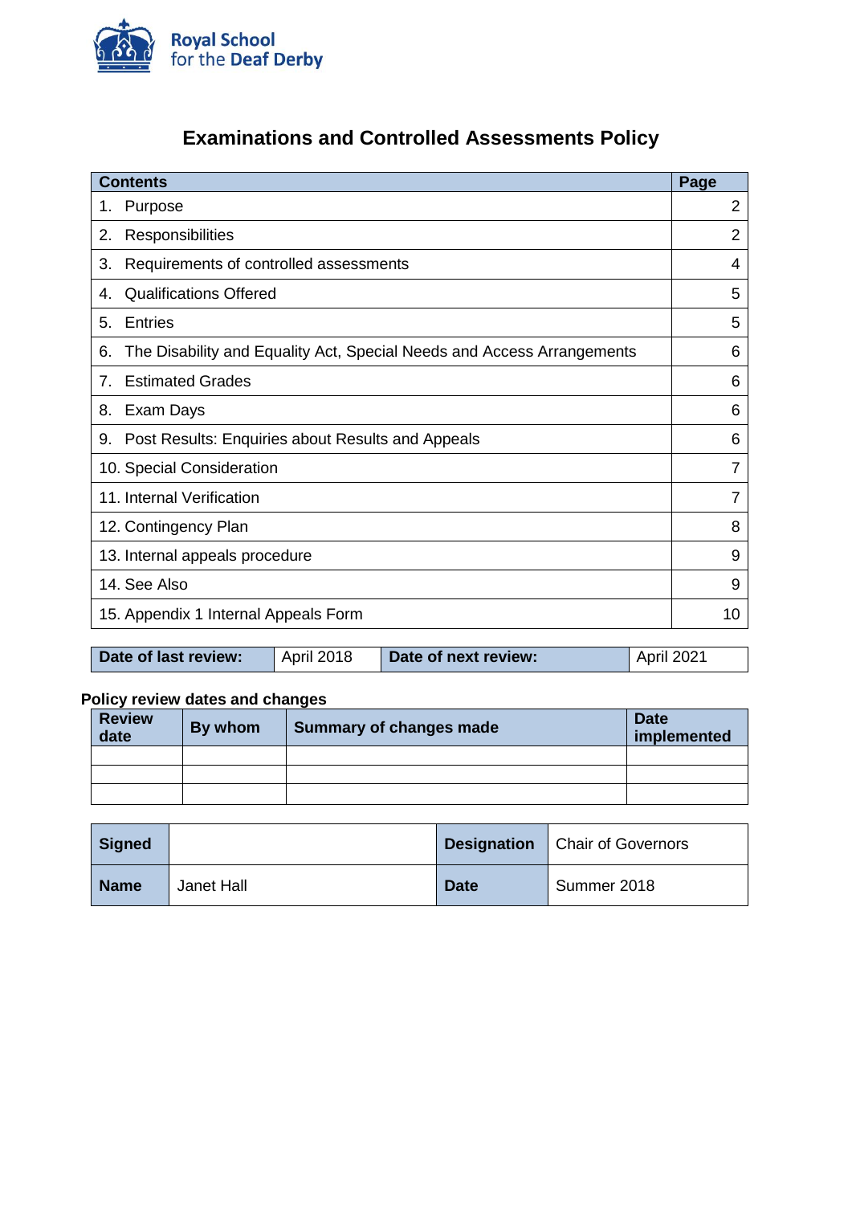Royal School for the Deaf Derby

# Examinations and Controlled Assessments Policy

| Contents | Page |
|---|---|
| 1. Purpose | 2 |
| 2. Responsibilities | 2 |
| 3. Requirements of controlled assessments | 4 |
| 4. Qualifications Offered | 5 |
| 5. Entries | 5 |
| 6. The Disability and Equality Act, Special Needs and Access Arrangements | 6 |
| 7. Estimated Grades | 6 |
| 8. Exam Days | 6 |
| 9. Post Results: Enquiries about Results and Appeals | 6 |
| 10. Special Consideration | 7 |
| 11. Internal Verification | 7 |
| 12. Contingency Plan | 8 |
| 13. Internal appeals procedure | 9 |
| 14. See Also | 9 |
| 15. Appendix 1 Internal Appeals Form | 10 |

| Date of last review: | April 2018 | Date of next review: | April 2021 |
|---|---|---|---|

**Policy review dates and changes**

| Review date | By whom | Summary of changes made | Date implemented |
|---|---|---|---|
| | | | |
| | | | |
| | | | |

| Signed | | Designation | Chair of Governors |
|---|---|---|---|
| Name | Janet Hall | Date | Summer 2018 |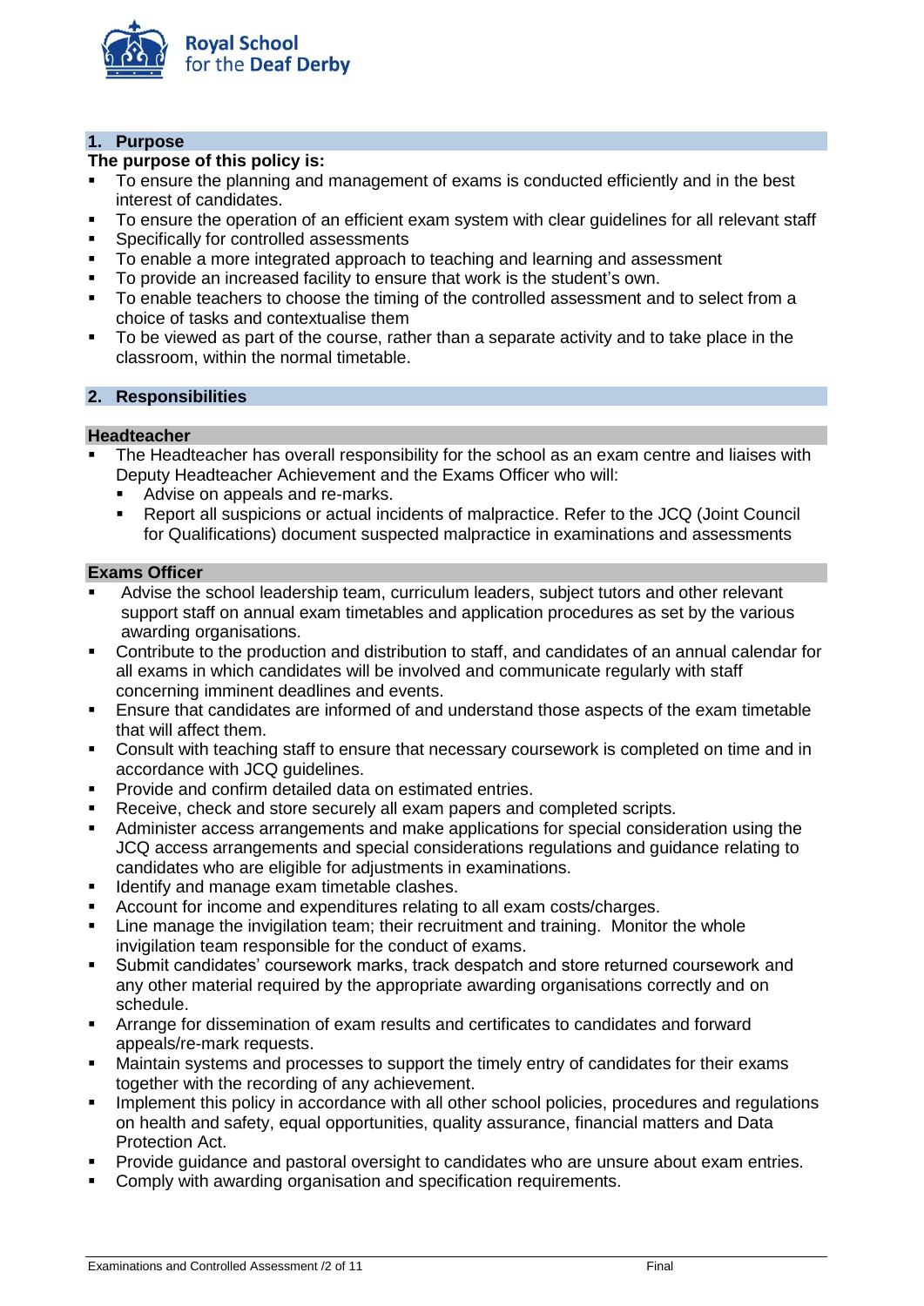## 1. Purpose

**The purpose of this policy is:**

- To ensure the planning and management of exams is conducted efficiently and in the best interest of candidates.
- To ensure the operation of an efficient exam system with clear guidelines for all relevant staff
- Specifically for controlled assessments
- To enable a more integrated approach to teaching and learning and assessment
- To provide an increased facility to ensure that work is the student's own.
- To enable teachers to choose the timing of the controlled assessment and to select from a choice of tasks and contextualise them
- To be viewed as part of the course, rather than a separate activity and to take place in the classroom, within the normal timetable.

## 2. Responsibilities

### Headteacher

- The Headteacher has overall responsibility for the school as an exam centre and liaises with Deputy Headteacher Achievement and the Exams Officer who will:
  - Advise on appeals and re-marks.
  - Report all suspicions or actual incidents of malpractice. Refer to the JCQ (Joint Council for Qualifications) document suspected malpractice in examinations and assessments

### Exams Officer

- Advise the school leadership team, curriculum leaders, subject tutors and other relevant support staff on annual exam timetables and application procedures as set by the various awarding organisations.
- Contribute to the production and distribution to staff, and candidates of an annual calendar for all exams in which candidates will be involved and communicate regularly with staff concerning imminent deadlines and events.
- Ensure that candidates are informed of and understand those aspects of the exam timetable that will affect them.
- Consult with teaching staff to ensure that necessary coursework is completed on time and in accordance with JCQ guidelines.
- Provide and confirm detailed data on estimated entries.
- Receive, check and store securely all exam papers and completed scripts.
- Administer access arrangements and make applications for special consideration using the JCQ access arrangements and special considerations regulations and guidance relating to candidates who are eligible for adjustments in examinations.
- Identify and manage exam timetable clashes.
- Account for income and expenditures relating to all exam costs/charges.
- Line manage the invigilation team; their recruitment and training. Monitor the whole invigilation team responsible for the conduct of exams.
- Submit candidates' coursework marks, track despatch and store returned coursework and any other material required by the appropriate awarding organisations correctly and on schedule.
- Arrange for dissemination of exam results and certificates to candidates and forward appeals/re-mark requests.
- Maintain systems and processes to support the timely entry of candidates for their exams together with the recording of any achievement.
- Implement this policy in accordance with all other school policies, procedures and regulations on health and safety, equal opportunities, quality assurance, financial matters and Data Protection Act.
- Provide guidance and pastoral oversight to candidates who are unsure about exam entries.
- Comply with awarding organisation and specification requirements.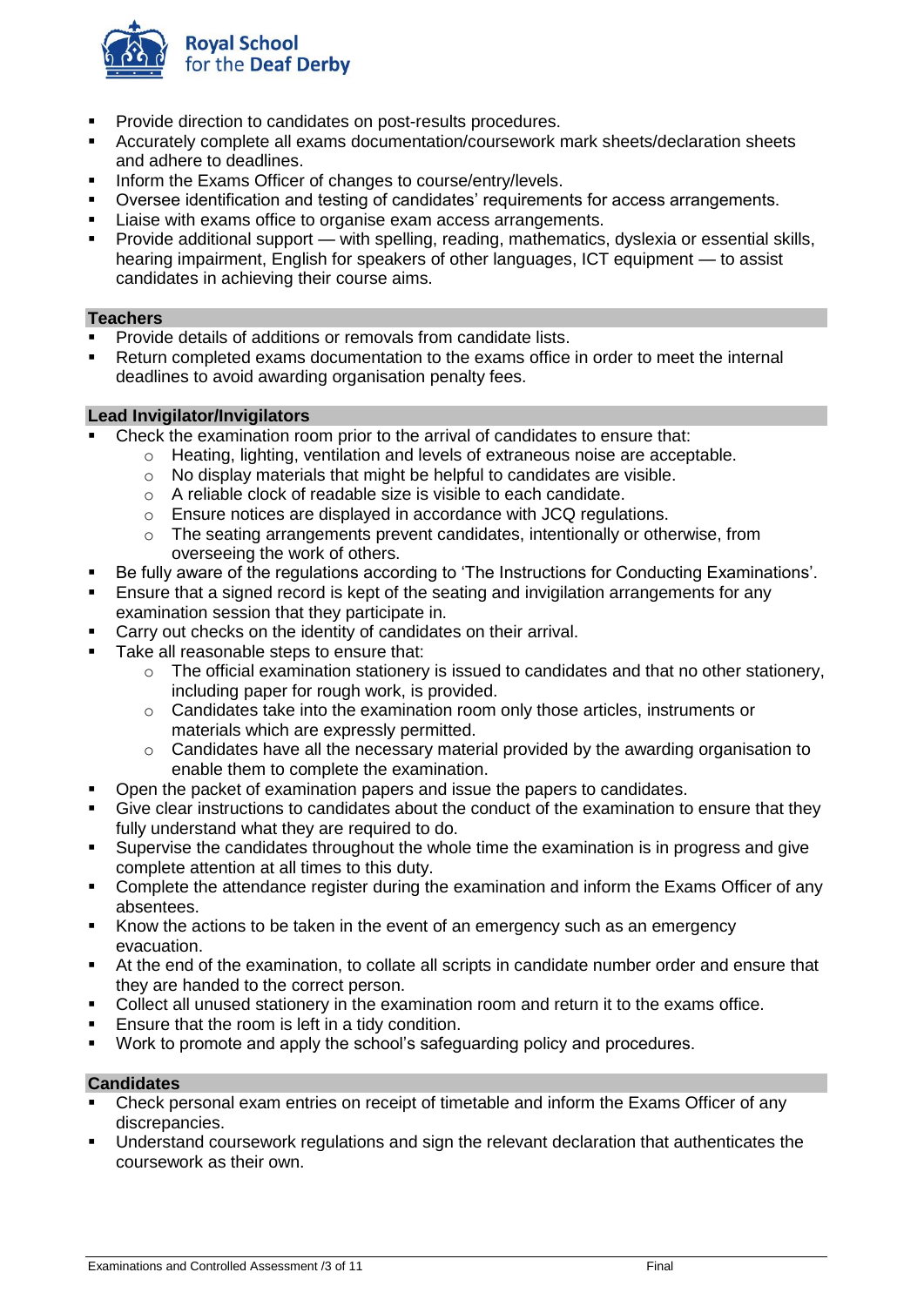- Provide direction to candidates on post-results procedures.
- Accurately complete all exams documentation/coursework mark sheets/declaration sheets and adhere to deadlines.
- Inform the Exams Officer of changes to course/entry/levels.
- Oversee identification and testing of candidates' requirements for access arrangements.
- Liaise with exams office to organise exam access arrangements.
- Provide additional support — with spelling, reading, mathematics, dyslexia or essential skills, hearing impairment, English for speakers of other languages, ICT equipment — to assist candidates in achieving their course aims.

### Teachers

- Provide details of additions or removals from candidate lists.
- Return completed exams documentation to the exams office in order to meet the internal deadlines to avoid awarding organisation penalty fees.

### Lead Invigilator/Invigilators

- Check the examination room prior to the arrival of candidates to ensure that:
  - Heating, lighting, ventilation and levels of extraneous noise are acceptable.
  - No display materials that might be helpful to candidates are visible.
  - A reliable clock of readable size is visible to each candidate.
  - Ensure notices are displayed in accordance with JCQ regulations.
  - The seating arrangements prevent candidates, intentionally or otherwise, from overseeing the work of others.
- Be fully aware of the regulations according to 'The Instructions for Conducting Examinations'.
- Ensure that a signed record is kept of the seating and invigilation arrangements for any examination session that they participate in.
- Carry out checks on the identity of candidates on their arrival.
- Take all reasonable steps to ensure that:
  - The official examination stationery is issued to candidates and that no other stationery, including paper for rough work, is provided.
  - Candidates take into the examination room only those articles, instruments or materials which are expressly permitted.
  - Candidates have all the necessary material provided by the awarding organisation to enable them to complete the examination.
- Open the packet of examination papers and issue the papers to candidates.
- Give clear instructions to candidates about the conduct of the examination to ensure that they fully understand what they are required to do.
- Supervise the candidates throughout the whole time the examination is in progress and give complete attention at all times to this duty.
- Complete the attendance register during the examination and inform the Exams Officer of any absentees.
- Know the actions to be taken in the event of an emergency such as an emergency evacuation.
- At the end of the examination, to collate all scripts in candidate number order and ensure that they are handed to the correct person.
- Collect all unused stationery in the examination room and return it to the exams office.
- Ensure that the room is left in a tidy condition.
- Work to promote and apply the school's safeguarding policy and procedures.

### Candidates

- Check personal exam entries on receipt of timetable and inform the Exams Officer of any discrepancies.
- Understand coursework regulations and sign the relevant declaration that authenticates the coursework as their own.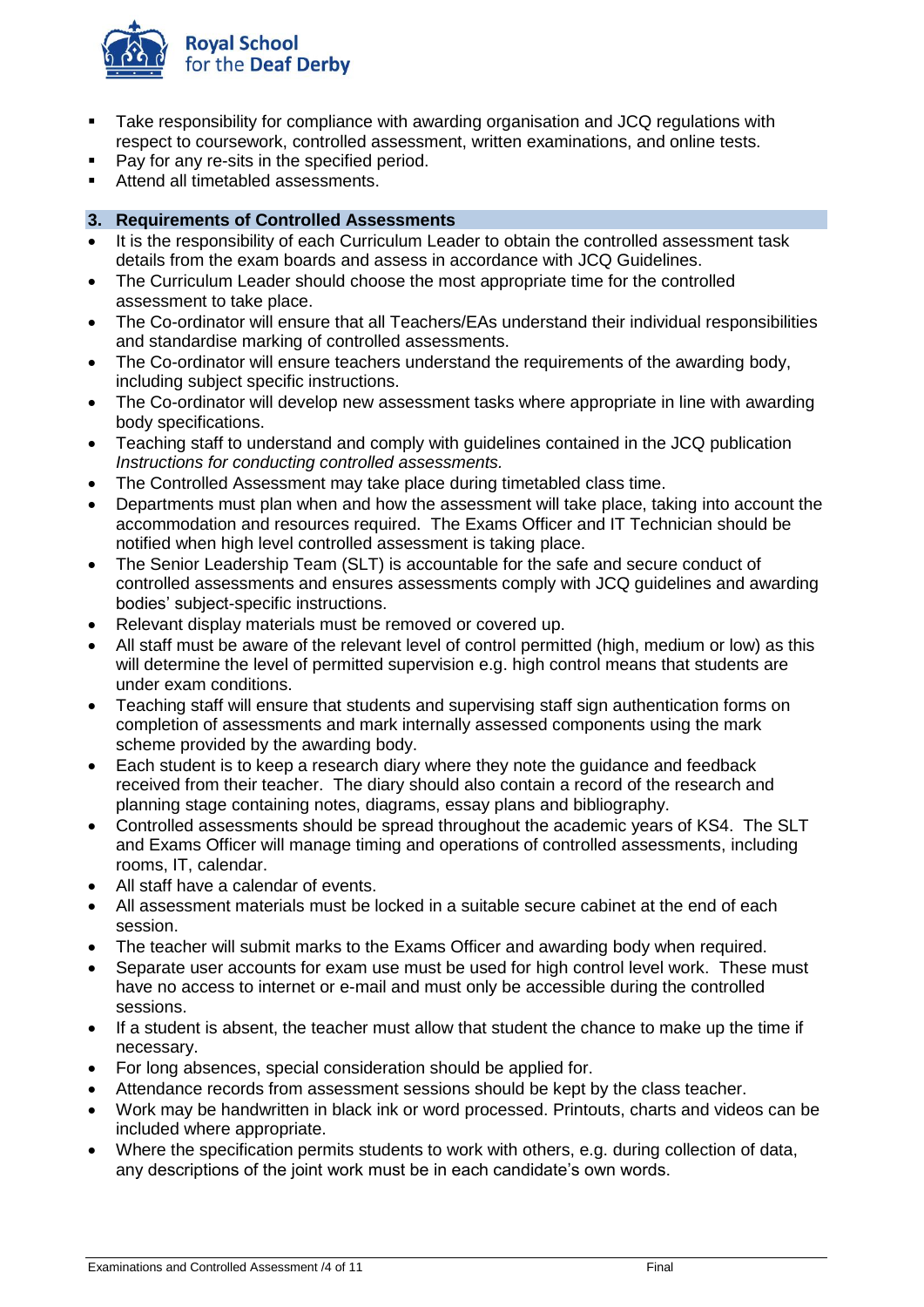- Take responsibility for compliance with awarding organisation and JCQ regulations with respect to coursework, controlled assessment, written examinations, and online tests.
- Pay for any re-sits in the specified period.
- Attend all timetabled assessments.

## 3. Requirements of Controlled Assessments

- It is the responsibility of each Curriculum Leader to obtain the controlled assessment task details from the exam boards and assess in accordance with JCQ Guidelines.
- The Curriculum Leader should choose the most appropriate time for the controlled assessment to take place.
- The Co-ordinator will ensure that all Teachers/EAs understand their individual responsibilities and standardise marking of controlled assessments.
- The Co-ordinator will ensure teachers understand the requirements of the awarding body, including subject specific instructions.
- The Co-ordinator will develop new assessment tasks where appropriate in line with awarding body specifications.
- Teaching staff to understand and comply with guidelines contained in the JCQ publication *Instructions for conducting controlled assessments.*
- The Controlled Assessment may take place during timetabled class time.
- Departments must plan when and how the assessment will take place, taking into account the accommodation and resources required. The Exams Officer and IT Technician should be notified when high level controlled assessment is taking place.
- The Senior Leadership Team (SLT) is accountable for the safe and secure conduct of controlled assessments and ensures assessments comply with JCQ guidelines and awarding bodies' subject-specific instructions.
- Relevant display materials must be removed or covered up.
- All staff must be aware of the relevant level of control permitted (high, medium or low) as this will determine the level of permitted supervision e.g. high control means that students are under exam conditions.
- Teaching staff will ensure that students and supervising staff sign authentication forms on completion of assessments and mark internally assessed components using the mark scheme provided by the awarding body.
- Each student is to keep a research diary where they note the guidance and feedback received from their teacher. The diary should also contain a record of the research and planning stage containing notes, diagrams, essay plans and bibliography.
- Controlled assessments should be spread throughout the academic years of KS4. The SLT and Exams Officer will manage timing and operations of controlled assessments, including rooms, IT, calendar.
- All staff have a calendar of events.
- All assessment materials must be locked in a suitable secure cabinet at the end of each session.
- The teacher will submit marks to the Exams Officer and awarding body when required.
- Separate user accounts for exam use must be used for high control level work. These must have no access to internet or e-mail and must only be accessible during the controlled sessions.
- If a student is absent, the teacher must allow that student the chance to make up the time if necessary.
- For long absences, special consideration should be applied for.
- Attendance records from assessment sessions should be kept by the class teacher.
- Work may be handwritten in black ink or word processed. Printouts, charts and videos can be included where appropriate.
- Where the specification permits students to work with others, e.g. during collection of data, any descriptions of the joint work must be in each candidate's own words.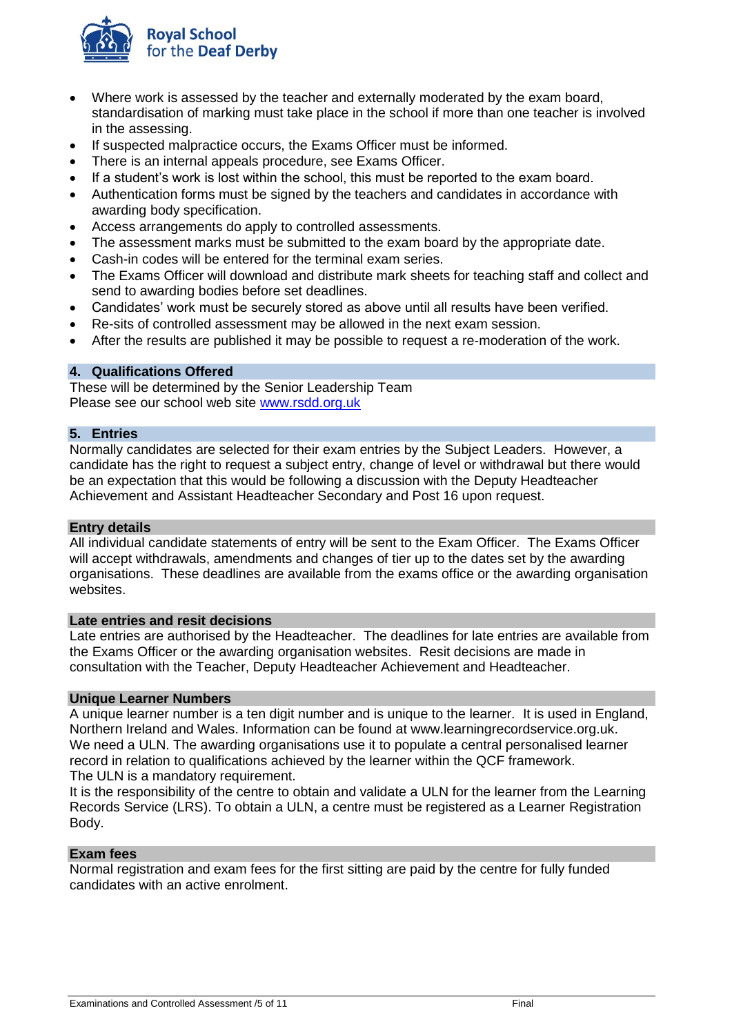- Where work is assessed by the teacher and externally moderated by the exam board, standardisation of marking must take place in the school if more than one teacher is involved in the assessing.
- If suspected malpractice occurs, the Exams Officer must be informed.
- There is an internal appeals procedure, see Exams Officer.
- If a student's work is lost within the school, this must be reported to the exam board.
- Authentication forms must be signed by the teachers and candidates in accordance with awarding body specification.
- Access arrangements do apply to controlled assessments.
- The assessment marks must be submitted to the exam board by the appropriate date.
- Cash-in codes will be entered for the terminal exam series.
- The Exams Officer will download and distribute mark sheets for teaching staff and collect and send to awarding bodies before set deadlines.
- Candidates' work must be securely stored as above until all results have been verified.
- Re-sits of controlled assessment may be allowed in the next exam session.
- After the results are published it may be possible to request a re-moderation of the work.

## 4. Qualifications Offered

These will be determined by the Senior Leadership Team
Please see our school web site [www.rsdd.org.uk](http://www.rsdd.org.uk)

## 5. Entries

Normally candidates are selected for their exam entries by the Subject Leaders. However, a candidate has the right to request a subject entry, change of level or withdrawal but there would be an expectation that this would be following a discussion with the Deputy Headteacher Achievement and Assistant Headteacher Secondary and Post 16 upon request.

### Entry details

All individual candidate statements of entry will be sent to the Exam Officer. The Exams Officer will accept withdrawals, amendments and changes of tier up to the dates set by the awarding organisations. These deadlines are available from the exams office or the awarding organisation websites.

### Late entries and resit decisions

Late entries are authorised by the Headteacher. The deadlines for late entries are available from the Exams Officer or the awarding organisation websites. Resit decisions are made in consultation with the Teacher, Deputy Headteacher Achievement and Headteacher.

### Unique Learner Numbers

A unique learner number is a ten digit number and is unique to the learner. It is used in England, Northern Ireland and Wales. Information can be found at www.learningrecordservice.org.uk.
We need a ULN. The awarding organisations use it to populate a central personalised learner record in relation to qualifications achieved by the learner within the QCF framework.
The ULN is a mandatory requirement.
It is the responsibility of the centre to obtain and validate a ULN for the learner from the Learning Records Service (LRS). To obtain a ULN, a centre must be registered as a Learner Registration Body.

### Exam fees

Normal registration and exam fees for the first sitting are paid by the centre for fully funded candidates with an active enrolment.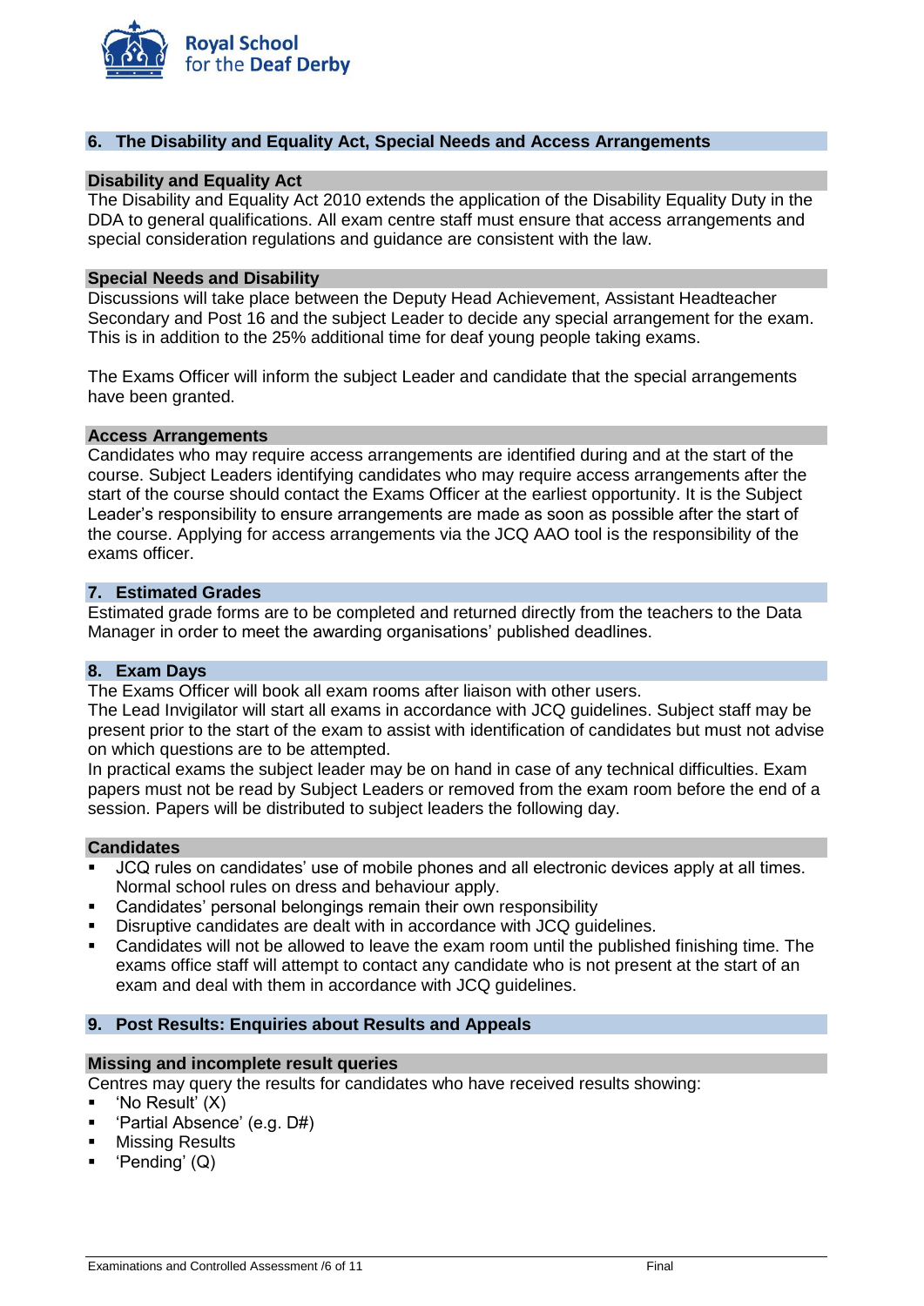## 6. The Disability and Equality Act, Special Needs and Access Arrangements

### Disability and Equality Act

The Disability and Equality Act 2010 extends the application of the Disability Equality Duty in the DDA to general qualifications. All exam centre staff must ensure that access arrangements and special consideration regulations and guidance are consistent with the law.

### Special Needs and Disability

Discussions will take place between the Deputy Head Achievement, Assistant Headteacher Secondary and Post 16 and the subject Leader to decide any special arrangement for the exam. This is in addition to the 25% additional time for deaf young people taking exams.

The Exams Officer will inform the subject Leader and candidate that the special arrangements have been granted.

### Access Arrangements

Candidates who may require access arrangements are identified during and at the start of the course. Subject Leaders identifying candidates who may require access arrangements after the start of the course should contact the Exams Officer at the earliest opportunity. It is the Subject Leader's responsibility to ensure arrangements are made as soon as possible after the start of the course. Applying for access arrangements via the JCQ AAO tool is the responsibility of the exams officer.

## 7. Estimated Grades

Estimated grade forms are to be completed and returned directly from the teachers to the Data Manager in order to meet the awarding organisations' published deadlines.

## 8. Exam Days

The Exams Officer will book all exam rooms after liaison with other users.
The Lead Invigilator will start all exams in accordance with JCQ guidelines. Subject staff may be present prior to the start of the exam to assist with identification of candidates but must not advise on which questions are to be attempted.
In practical exams the subject leader may be on hand in case of any technical difficulties. Exam papers must not be read by Subject Leaders or removed from the exam room before the end of a session. Papers will be distributed to subject leaders the following day.

### Candidates

- JCQ rules on candidates' use of mobile phones and all electronic devices apply at all times. Normal school rules on dress and behaviour apply.
- Candidates' personal belongings remain their own responsibility
- Disruptive candidates are dealt with in accordance with JCQ guidelines.
- Candidates will not be allowed to leave the exam room until the published finishing time. The exams office staff will attempt to contact any candidate who is not present at the start of an exam and deal with them in accordance with JCQ guidelines.

## 9. Post Results: Enquiries about Results and Appeals

### Missing and incomplete result queries

Centres may query the results for candidates who have received results showing:

- 'No Result' (X)
- 'Partial Absence' (e.g. D#)
- Missing Results
- 'Pending' (Q)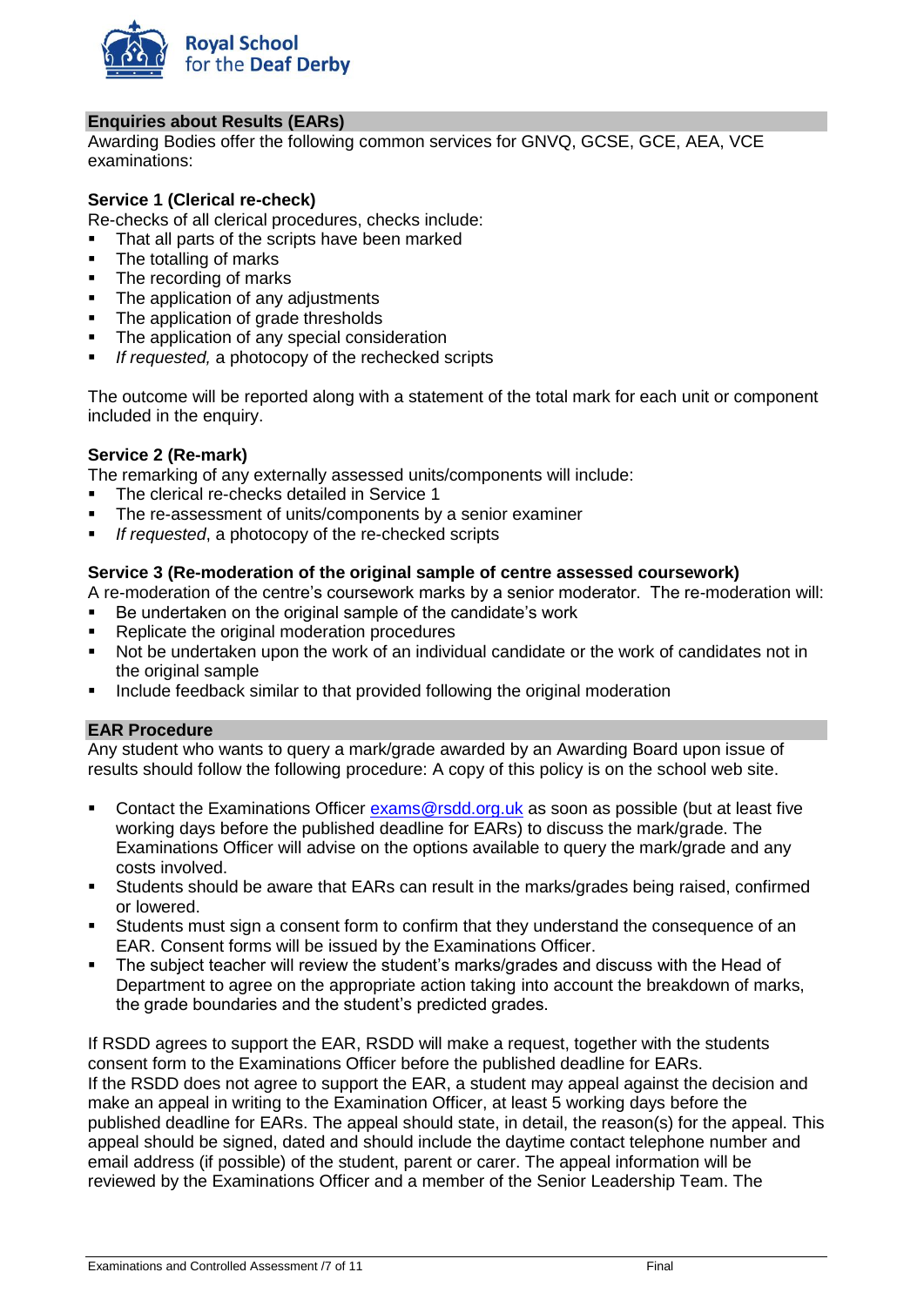## Enquiries about Results (EARs)

Awarding Bodies offer the following common services for GNVQ, GCSE, GCE, AEA, VCE examinations:

### Service 1 (Clerical re-check)

Re-checks of all clerical procedures, checks include:

- That all parts of the scripts have been marked
- The totalling of marks
- The recording of marks
- The application of any adjustments
- The application of grade thresholds
- The application of any special consideration
- *If requested,* a photocopy of the rechecked scripts

The outcome will be reported along with a statement of the total mark for each unit or component included in the enquiry.

### Service 2 (Re-mark)

The remarking of any externally assessed units/components will include:

- The clerical re-checks detailed in Service 1
- The re-assessment of units/components by a senior examiner
- *If requested*, a photocopy of the re-checked scripts

### Service 3 (Re-moderation of the original sample of centre assessed coursework)

A re-moderation of the centre's coursework marks by a senior moderator. The re-moderation will:

- Be undertaken on the original sample of the candidate's work
- Replicate the original moderation procedures
- Not be undertaken upon the work of an individual candidate or the work of candidates not in the original sample
- Include feedback similar to that provided following the original moderation

## EAR Procedure

Any student who wants to query a mark/grade awarded by an Awarding Board upon issue of results should follow the following procedure: A copy of this policy is on the school web site.

- Contact the Examinations Officer [exams@rsdd.org.uk](mailto:exams@rsdd.org.uk) as soon as possible (but at least five working days before the published deadline for EARs) to discuss the mark/grade. The Examinations Officer will advise on the options available to query the mark/grade and any costs involved.
- Students should be aware that EARs can result in the marks/grades being raised, confirmed or lowered.
- Students must sign a consent form to confirm that they understand the consequence of an EAR. Consent forms will be issued by the Examinations Officer.
- The subject teacher will review the student's marks/grades and discuss with the Head of Department to agree on the appropriate action taking into account the breakdown of marks, the grade boundaries and the student's predicted grades.

If RSDD agrees to support the EAR, RSDD will make a request, together with the students consent form to the Examinations Officer before the published deadline for EARs.
If the RSDD does not agree to support the EAR, a student may appeal against the decision and make an appeal in writing to the Examination Officer, at least 5 working days before the published deadline for EARs. The appeal should state, in detail, the reason(s) for the appeal. This appeal should be signed, dated and should include the daytime contact telephone number and email address (if possible) of the student, parent or carer. The appeal information will be reviewed by the Examinations Officer and a member of the Senior Leadership Team. The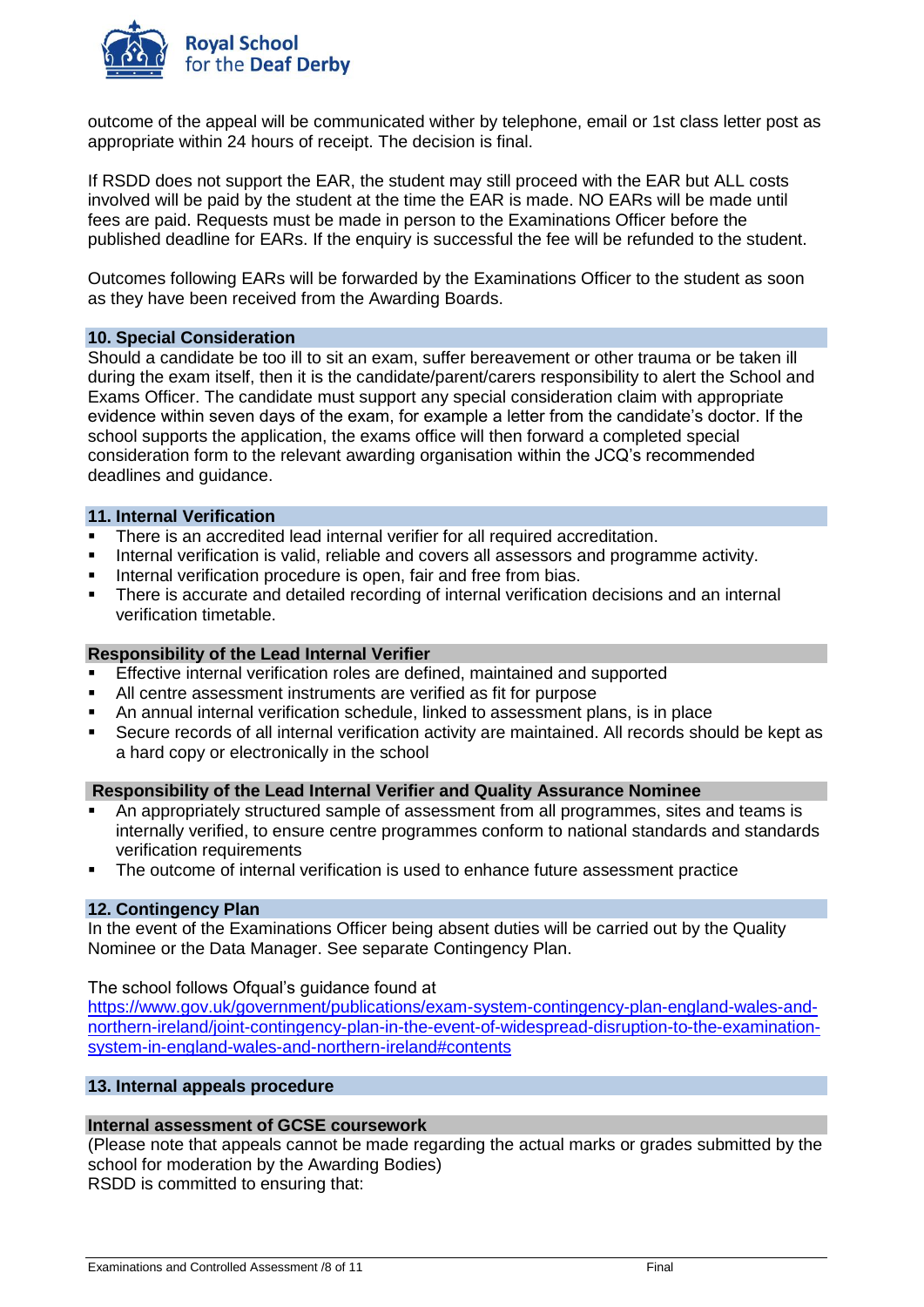outcome of the appeal will be communicated wither by telephone, email or 1st class letter post as appropriate within 24 hours of receipt. The decision is final.

If RSDD does not support the EAR, the student may still proceed with the EAR but ALL costs involved will be paid by the student at the time the EAR is made. NO EARs will be made until fees are paid. Requests must be made in person to the Examinations Officer before the published deadline for EARs. If the enquiry is successful the fee will be refunded to the student.

Outcomes following EARs will be forwarded by the Examinations Officer to the student as soon as they have been received from the Awarding Boards.

## 10. Special Consideration

Should a candidate be too ill to sit an exam, suffer bereavement or other trauma or be taken ill during the exam itself, then it is the candidate/parent/carers responsibility to alert the School and Exams Officer. The candidate must support any special consideration claim with appropriate evidence within seven days of the exam, for example a letter from the candidate's doctor. If the school supports the application, the exams office will then forward a completed special consideration form to the relevant awarding organisation within the JCQ's recommended deadlines and guidance.

## 11. Internal Verification

- There is an accredited lead internal verifier for all required accreditation.
- Internal verification is valid, reliable and covers all assessors and programme activity.
- Internal verification procedure is open, fair and free from bias.
- There is accurate and detailed recording of internal verification decisions and an internal verification timetable.

### Responsibility of the Lead Internal Verifier

- Effective internal verification roles are defined, maintained and supported
- All centre assessment instruments are verified as fit for purpose
- An annual internal verification schedule, linked to assessment plans, is in place
- Secure records of all internal verification activity are maintained. All records should be kept as a hard copy or electronically in the school

### Responsibility of the Lead Internal Verifier and Quality Assurance Nominee

- An appropriately structured sample of assessment from all programmes, sites and teams is internally verified, to ensure centre programmes conform to national standards and standards verification requirements
- The outcome of internal verification is used to enhance future assessment practice

## 12. Contingency Plan

In the event of the Examinations Officer being absent duties will be carried out by the Quality Nominee or the Data Manager. See separate Contingency Plan.

The school follows Ofqual's guidance found at
[https://www.gov.uk/government/publications/exam-system-contingency-plan-england-wales-and-northern-ireland/joint-contingency-plan-in-the-event-of-widespread-disruption-to-the-examination-system-in-england-wales-and-northern-ireland#contents](https://www.gov.uk/government/publications/exam-system-contingency-plan-england-wales-and-northern-ireland/joint-contingency-plan-in-the-event-of-widespread-disruption-to-the-examination-system-in-england-wales-and-northern-ireland#contents)

## 13. Internal appeals procedure

### Internal assessment of GCSE coursework

(Please note that appeals cannot be made regarding the actual marks or grades submitted by the school for moderation by the Awarding Bodies)
RSDD is committed to ensuring that: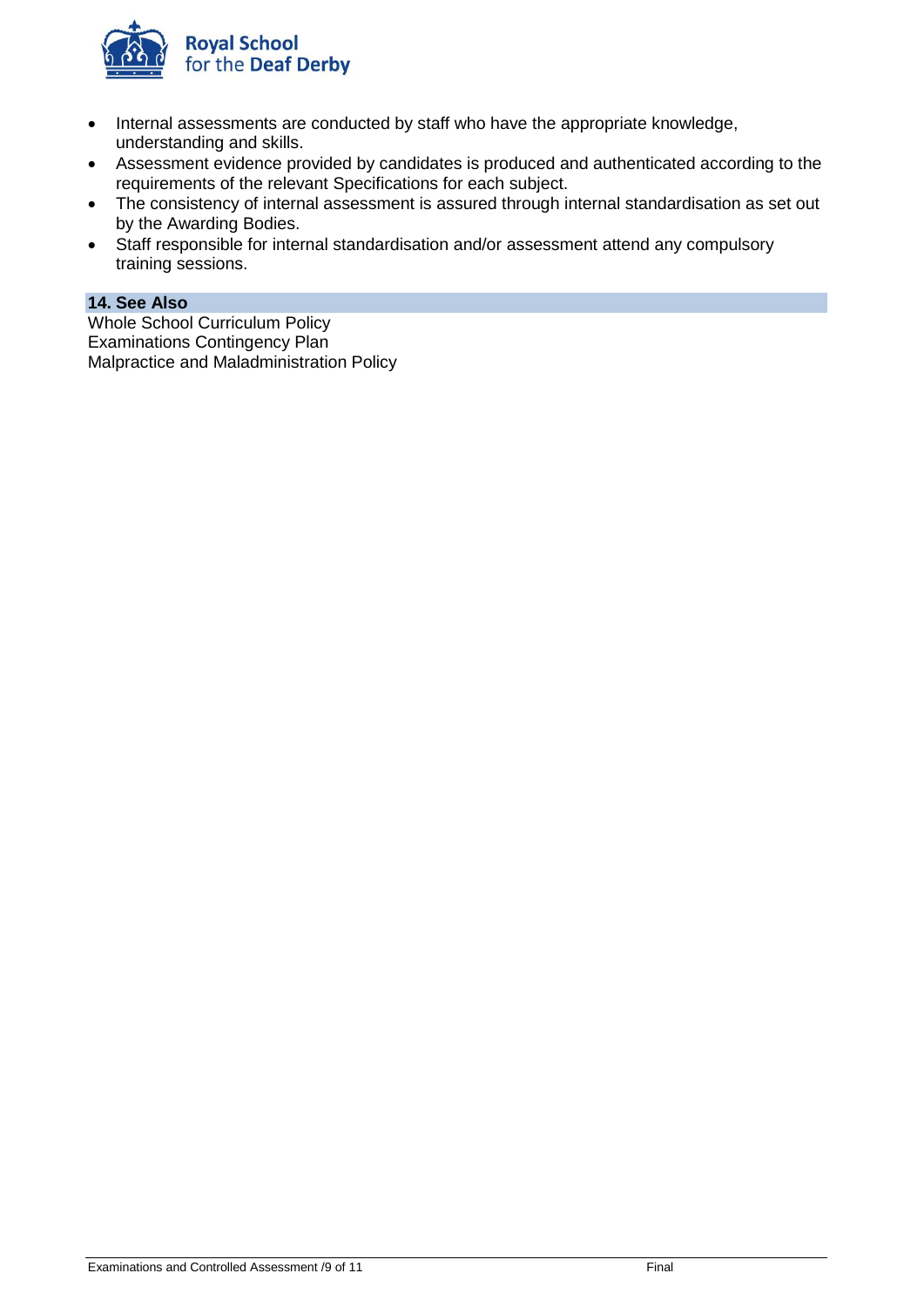- Internal assessments are conducted by staff who have the appropriate knowledge, understanding and skills.
- Assessment evidence provided by candidates is produced and authenticated according to the requirements of the relevant Specifications for each subject.
- The consistency of internal assessment is assured through internal standardisation as set out by the Awarding Bodies.
- Staff responsible for internal standardisation and/or assessment attend any compulsory training sessions.

## 14. See Also

Whole School Curriculum Policy
Examinations Contingency Plan
Malpractice and Maladministration Policy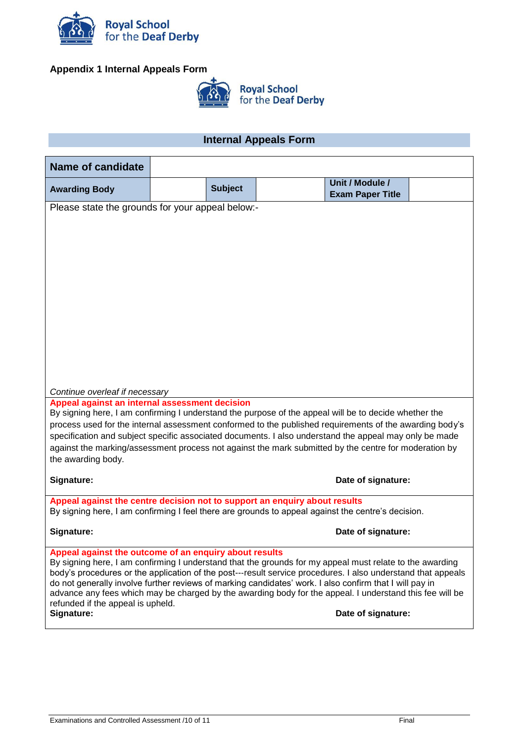Royal School for the Deaf Derby

**Appendix 1 Internal Appeals Form**

Royal School for the Deaf Derby

## Internal Appeals Form

| **Name of candidate** | | | | | |
|---|---|---|---|---|---|
| **Awarding Body** | | **Subject** | | **Unit / Module / Exam Paper Title** | |

Please state the grounds for your appeal below:-

*Continue overleaf if necessary*

**Appeal against an internal assessment decision**

By signing here, I am confirming I understand the purpose of the appeal will be to decide whether the process used for the internal assessment conformed to the published requirements of the awarding body's specification and subject specific associated documents. I also understand the appeal may only be made against the marking/assessment process not against the mark submitted by the centre for moderation by the awarding body.

**Signature:** **Date of signature:**

**Appeal against the centre decision not to support an enquiry about results**

By signing here, I am confirming I feel there are grounds to appeal against the centre's decision.

**Signature:** **Date of signature:**

**Appeal against the outcome of an enquiry about results**

By signing here, I am confirming I understand that the grounds for my appeal must relate to the awarding body's procedures or the application of the post---result service procedures. I also understand that appeals do not generally involve further reviews of marking candidates' work. I also confirm that I will pay in advance any fees which may be charged by the awarding body for the appeal. I understand this fee will be refunded if the appeal is upheld.

**Signature:** **Date of signature:**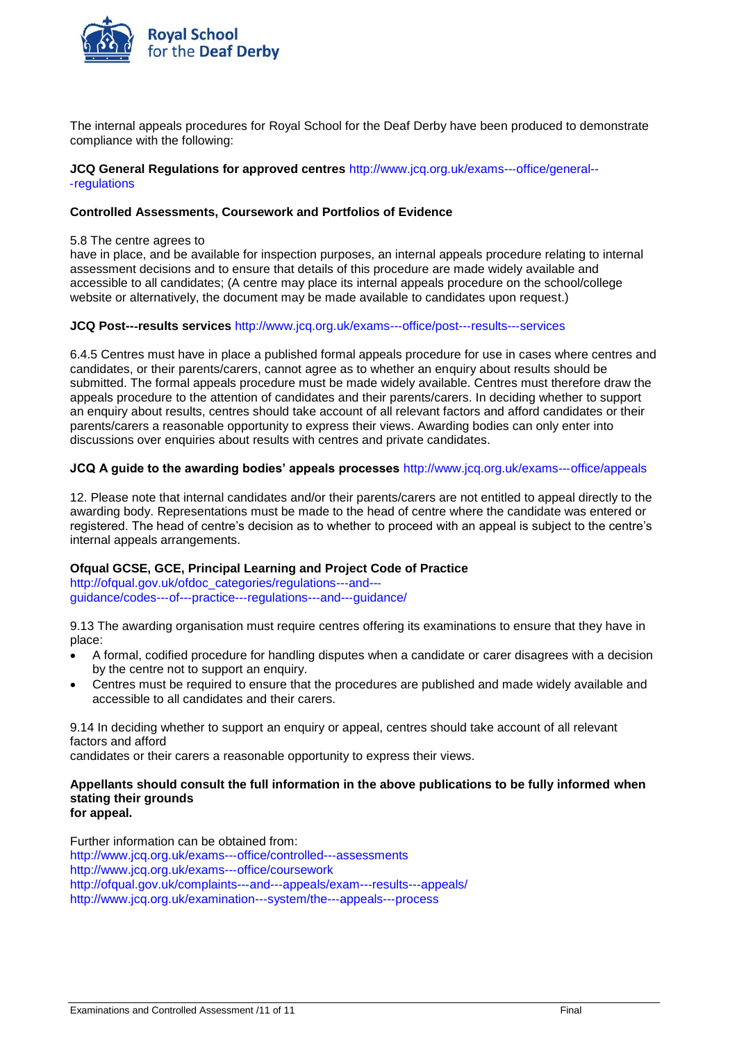The internal appeals procedures for Royal School for the Deaf Derby have been produced to demonstrate compliance with the following:

**JCQ General Regulations for approved centres** http://www.jcq.org.uk/exams---office/general---regulations

**Controlled Assessments, Coursework and Portfolios of Evidence**

5.8 The centre agrees to
have in place, and be available for inspection purposes, an internal appeals procedure relating to internal assessment decisions and to ensure that details of this procedure are made widely available and accessible to all candidates; (A centre may place its internal appeals procedure on the school/college website or alternatively, the document may be made available to candidates upon request.)

**JCQ Post---results services** http://www.jcq.org.uk/exams---office/post---results---services

6.4.5 Centres must have in place a published formal appeals procedure for use in cases where centres and candidates, or their parents/carers, cannot agree as to whether an enquiry about results should be submitted. The formal appeals procedure must be made widely available. Centres must therefore draw the appeals procedure to the attention of candidates and their parents/carers. In deciding whether to support an enquiry about results, centres should take account of all relevant factors and afford candidates or their parents/carers a reasonable opportunity to express their views. Awarding bodies can only enter into discussions over enquiries about results with centres and private candidates.

**JCQ A guide to the awarding bodies' appeals processes** http://www.jcq.org.uk/exams---office/appeals

12. Please note that internal candidates and/or their parents/carers are not entitled to appeal directly to the awarding body. Representations must be made to the head of centre where the candidate was entered or registered. The head of centre's decision as to whether to proceed with an appeal is subject to the centre's internal appeals arrangements.

**Ofqual GCSE, GCE, Principal Learning and Project Code of Practice**
http://ofqual.gov.uk/ofdoc_categories/regulations---and---guidance/codes---of---practice---regulations---and---guidance/

9.13 The awarding organisation must require centres offering its examinations to ensure that they have in place:

- A formal, codified procedure for handling disputes when a candidate or carer disagrees with a decision by the centre not to support an enquiry.
- Centres must be required to ensure that the procedures are published and made widely available and accessible to all candidates and their carers.

9.14 In deciding whether to support an enquiry or appeal, centres should take account of all relevant factors and afford
candidates or their carers a reasonable opportunity to express their views.

**Appellants should consult the full information in the above publications to be fully informed when stating their grounds for appeal.**

Further information can be obtained from:
http://www.jcq.org.uk/exams---office/controlled---assessments
http://www.jcq.org.uk/exams---office/coursework
http://ofqual.gov.uk/complaints---and---appeals/exam---results---appeals/
http://www.jcq.org.uk/examination---system/the---appeals---process